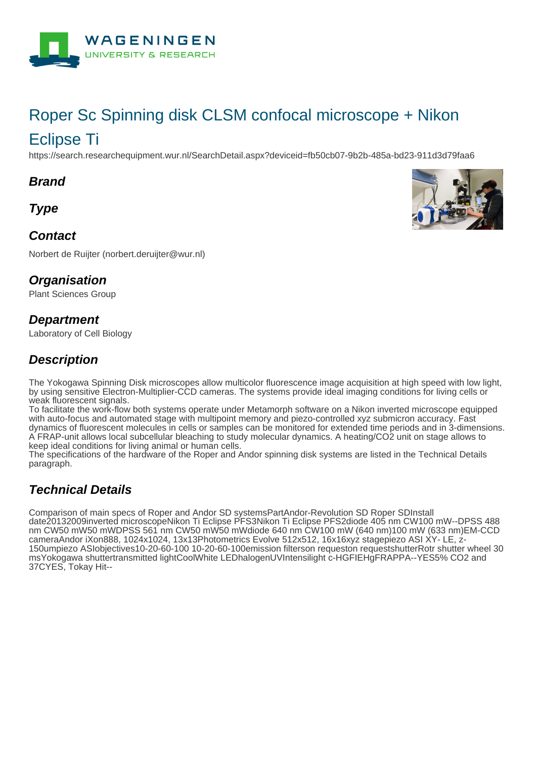# Roper Sc Spinning disk CLSM confocal microscope + Nikon Eclipse Ti

https://search.researchequipment.wur.nl/SearchDetail.aspx?deviceid=fb50cb07-9b2b-485a-bd23-911d3d79faa6

## Brand

## Type

## Contact

Norbert de Ruijter (norbert.deruijter@wur.nl)

## Organisation

Plant Sciences Group

## Department

Laboratory of Cell Biology

## Description

The Yokogawa Spinning Disk microscopes allow multicolor fluorescence image acquisition at high speed with low light, by using sensitive Electron-Multiplier-CCD cameras. The systems provide ideal imaging conditions for living cells or weak fluorescent signals.
To facilitate the work-flow both systems operate under Metamorph software on a Nikon inverted microscope equipped with auto-focus and automated stage with multipoint memory and piezo-controlled xyz submicron accuracy. Fast dynamics of fluorescent molecules in cells or samples can be monitored for extended time periods and in 3-dimensions. A FRAP-unit allows local subcellular bleaching to study molecular dynamics. A heating/$CO_2$ unit on stage allows to keep ideal conditions for living animal or human cells.
The specifications of the hardware of the Roper and Andor spinning disk systems are listed in the Technical Details paragraph.

## Technical Details

Comparison of main specs of Roper and Andor SD systemsPartAndor-Revolution SD Roper SDInstall date20132009inverted microscopeNikon Ti Eclipse PFS3Nikon Ti Eclipse PFS2diode 405 nm CW100 mW--DPSS 488 nm CW50 mW50 mWDPSS 561 nm CW50 mW50 mWdiode 640 nm CW100 mW (640 nm)100 mW (633 nm)EM-CCD cameraAndor iXon888, 1024x1024, 13x13Photometrics Evolve 512x512, 16x16xyz stagepiezo ASI XY- LE, z-150umpiezo ASIobjectives10-20-60-100 10-20-60-100emission filterson requeston requestshutterRotr shutter wheel 30 msYokogawa shuttertransmitted lightCoolWhite LEDhalogenUVIntensilight c-HGFIEHgFRAPPA--YES5% CO2 and 37CYES, Tokay Hit--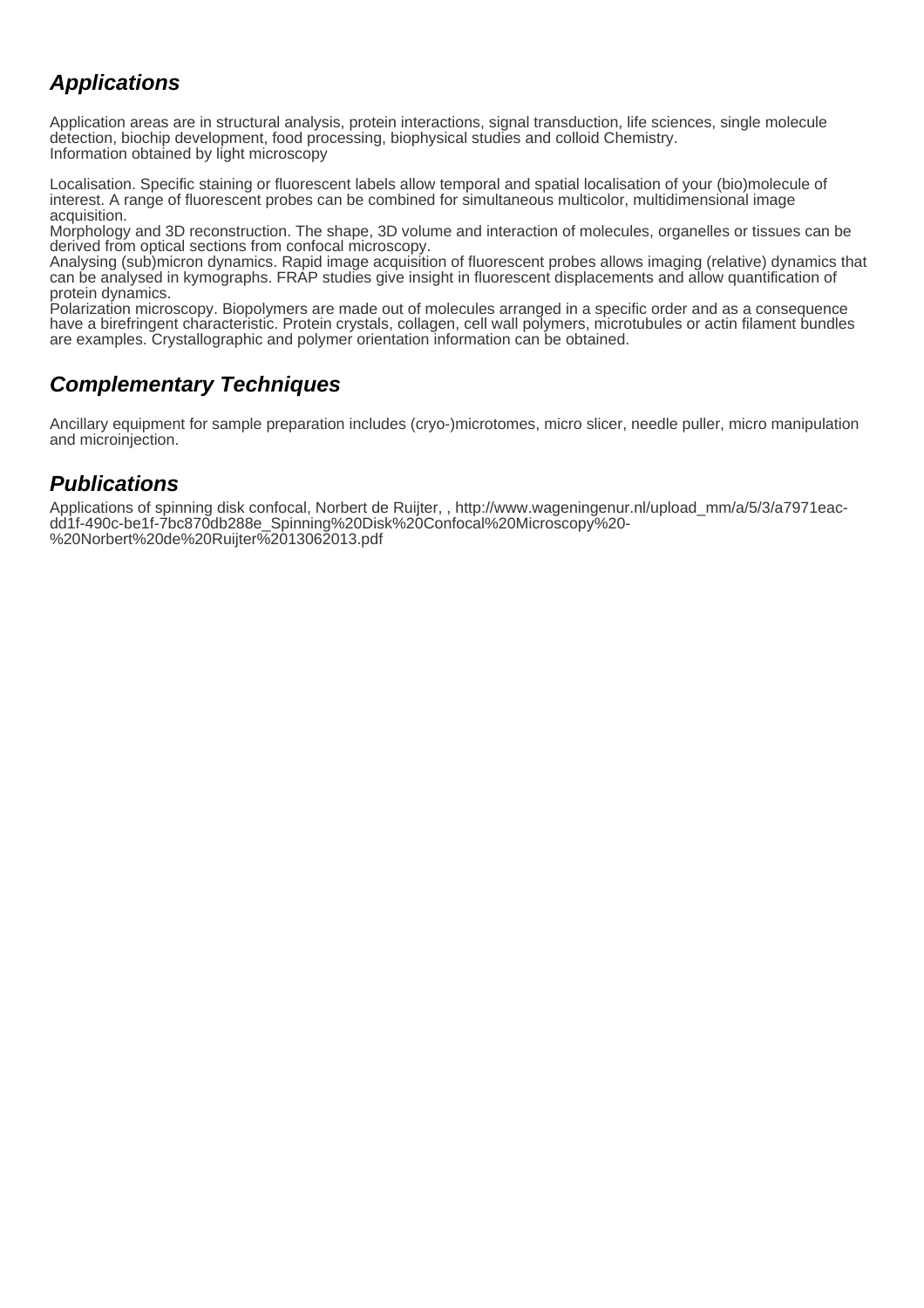## Applications

Application areas are in structural analysis, protein interactions, signal transduction, life sciences, single molecule detection, biochip development, food processing, biophysical studies and colloid Chemistry.
Information obtained by light microscopy

Localisation. Specific staining or fluorescent labels allow temporal and spatial localisation of your (bio)molecule of interest. A range of fluorescent probes can be combined for simultaneous multicolor, multidimensional image acquisition.
Morphology and 3D reconstruction. The shape, 3D volume and interaction of molecules, organelles or tissues can be derived from optical sections from confocal microscopy.
Analysing (sub)micron dynamics. Rapid image acquisition of fluorescent probes allows imaging (relative) dynamics that can be analysed in kymographs. FRAP studies give insight in fluorescent displacements and allow quantification of protein dynamics.
Polarization microscopy. Biopolymers are made out of molecules arranged in a specific order and as a consequence have a birefringent characteristic. Protein crystals, collagen, cell wall polymers, microtubules or actin filament bundles are examples. Crystallographic and polymer orientation information can be obtained.

## Complementary Techniques

Ancillary equipment for sample preparation includes (cryo-)microtomes, micro slicer, needle puller, micro manipulation and microinjection.

## Publications

Applications of spinning disk confocal, Norbert de Ruijter, , http://www.wageningenur.nl/upload_mm/a/5/3/a7971eac-dd1f-490c-be1f-7bc870db288e_Spinning%20Disk%20Confocal%20Microscopy%20-%20Norbert%20de%20Ruijter%2013062013.pdf